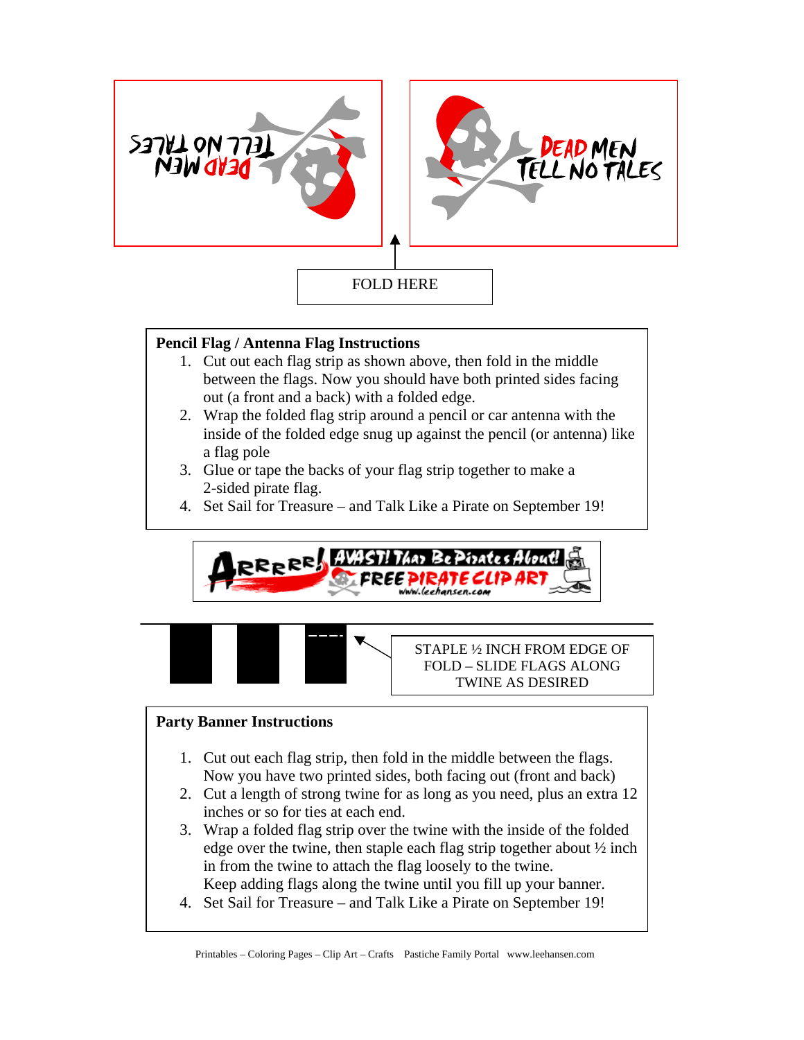DEAD MEN TELL NO TALES

DEAD MEN TELL NO TALES

FOLD HERE

**Pencil Flag / Antenna Flag Instructions**

1. Cut out each flag strip as shown above, then fold in the middle between the flags. Now you should have both printed sides facing out (a front and a back) with a folded edge.
2. Wrap the folded flag strip around a pencil or car antenna with the inside of the folded edge snug up against the pencil (or antenna) like a flag pole
3. Glue or tape the backs of your flag strip together to make a 2-sided pirate flag.
4. Set Sail for Treasure – and Talk Like a Pirate on September 19!

ARRRRR! AVAST! Thar Be Pirates About! FREE PIRATE CLIP ART www.leehansen.com

STAPLE ½ INCH FROM EDGE OF FOLD – SLIDE FLAGS ALONG TWINE AS DESIRED

**Party Banner Instructions**

1. Cut out each flag strip, then fold in the middle between the flags. Now you have two printed sides, both facing out (front and back)
2. Cut a length of strong twine for as long as you need, plus an extra 12 inches or so for ties at each end.
3. Wrap a folded flag strip over the twine with the inside of the folded edge over the twine, then staple each flag strip together about ½ inch in from the twine to attach the flag loosely to the twine. Keep adding flags along the twine until you fill up your banner.
4. Set Sail for Treasure – and Talk Like a Pirate on September 19!

Printables – Coloring Pages – Clip Art – Crafts  Pastiche Family Portal  www.leehansen.com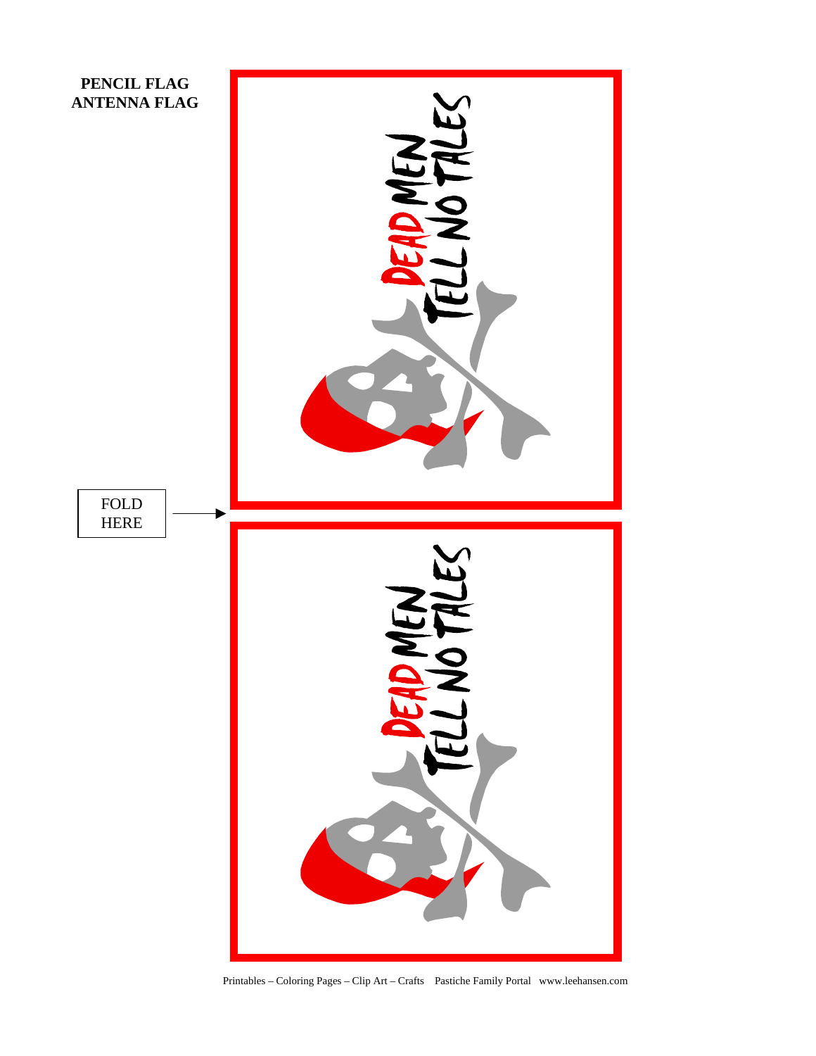**PENCIL FLAG**
**ANTENNA FLAG**

DEAD MEN TELL NO TALES

FOLD HERE

DEAD MEN TELL NO TALES

Printables – Coloring Pages – Clip Art – Crafts Pastiche Family Portal www.leehansen.com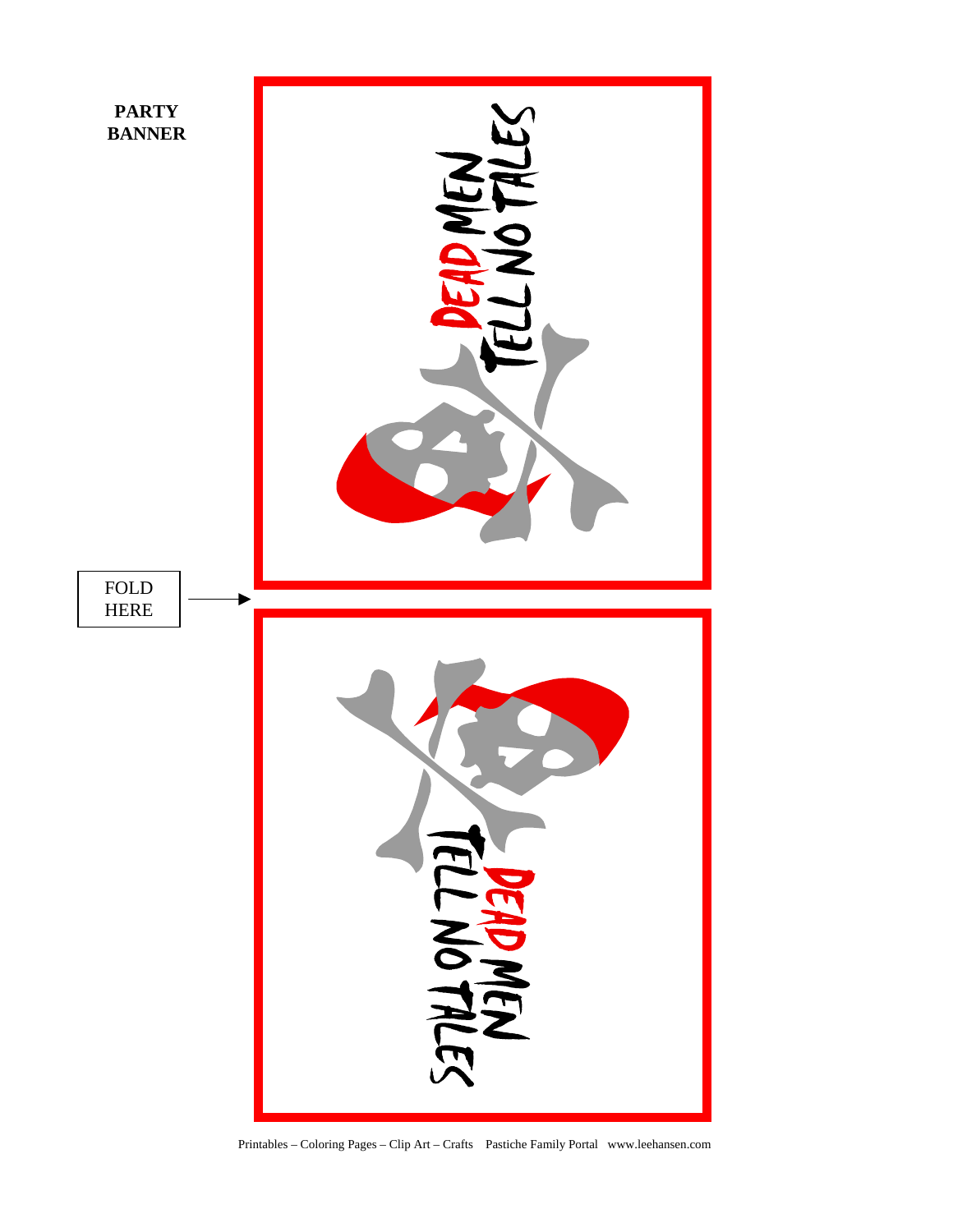**PARTY BANNER**

DEAD MEN TELL NO TALES

FOLD HERE

DEAD MEN TELL NO TALES

Printables – Coloring Pages – Clip Art – Crafts  Pastiche Family Portal  www.leehansen.com